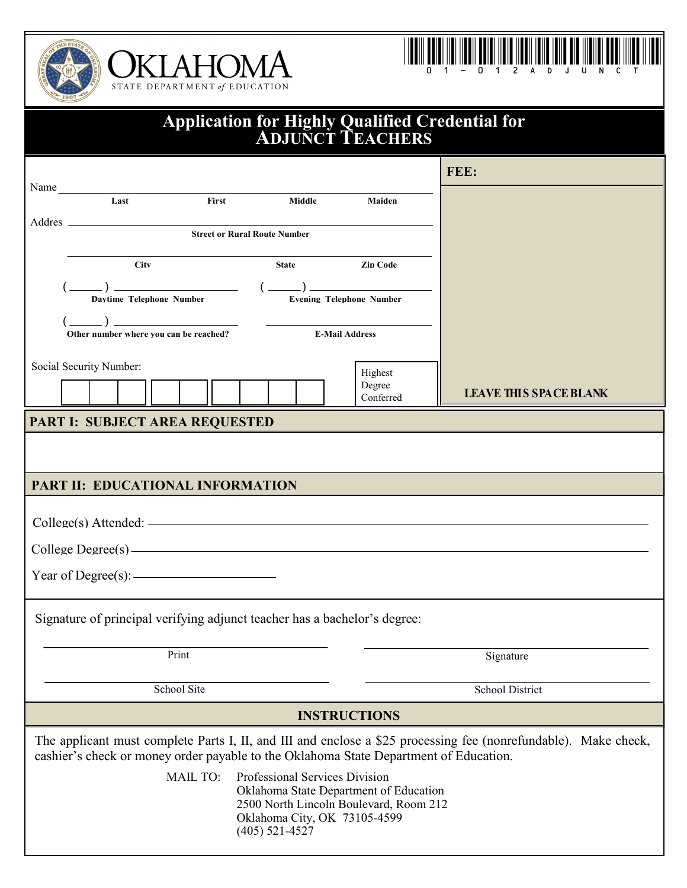OKLAHOMA
STATE DEPARTMENT *of* EDUCATION

01-012ADJUNCT

# Application for Highly Qualified Credential for ADJUNCT TEACHERS

Name ______________________________________________
Last | First | Middle | Maiden

Addres ______________________________________________
Street or Rural Route Number

______________________________________________
City | State | Zip Code

( ______ ) ____________________ Daytime Telephone Number

( ______ ) ____________________ Evening Telephone Number

( ______ ) ____________________ Other number where you can be reached?

____________________ E-Mail Address

Social Security Number: | | | | - | | | - | | | | |

Highest Degree Conferred

**FEE:**

**LEAVE THIS SPACE BLANK**

## PART I: SUBJECT AREA REQUESTED

## PART II: EDUCATIONAL INFORMATION

College(s) Attended: ______________________________________________

College Degree(s) ______________________________________________

Year of Degree(s): ____________________

Signature of principal verifying adjunct teacher has a bachelor's degree:

____________________ Print

____________________ Signature

____________________ School Site

____________________ School District

## INSTRUCTIONS

The applicant must complete Parts I, II, and III and enclose a $25 processing fee (nonrefundable). Make check, cashier's check or money order payable to the Oklahoma State Department of Education.

MAIL TO: Professional Services Division
Oklahoma State Department of Education
2500 North Lincoln Boulevard, Room 212
Oklahoma City, OK 73105-4599
(405) 521-4527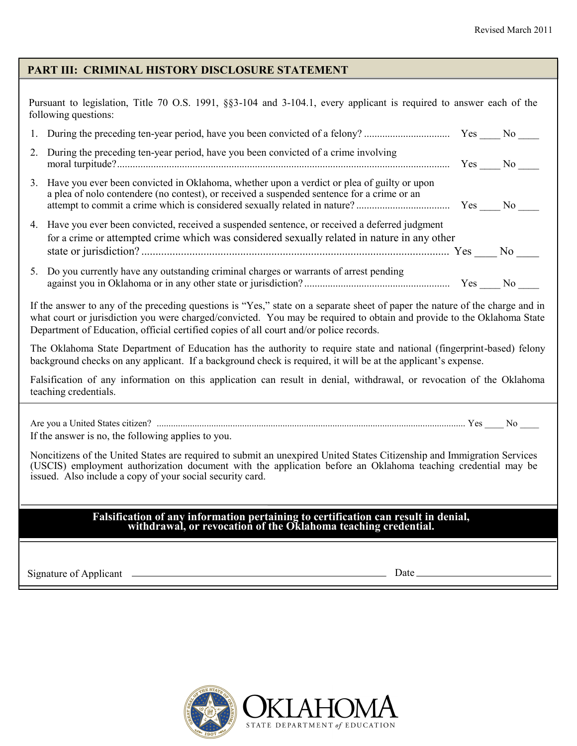## PART III: CRIMINAL HISTORY DISCLOSURE STATEMENT

Pursuant to legislation, Title 70 O.S. 1991, §§3-104 and 3-104.1, every applicant is required to answer each of the following questions:

1. During the preceding ten-year period, have you been convicted of a felony? ................................ Yes ____ No ____
2. During the preceding ten-year period, have you been convicted of a crime involving moral turpitude?................................................................................................................................ Yes ____ No ____
3. Have you ever been convicted in Oklahoma, whether upon a verdict or plea of guilty or upon a plea of nolo contendere (no contest), or received a suspended sentence for a crime or an attempt to commit a crime which is considered sexually related in nature? .................................... Yes ____ No ____
4. Have you ever been convicted, received a suspended sentence, or received a deferred judgment for a crime or attempted crime which was considered sexually related in nature in any other state or jurisdiction? ............................................................................................................ Yes ____ No ____
5. Do you currently have any outstanding criminal charges or warrants of arrest pending against you in Oklahoma or in any other state or jurisdiction? ....................................................... Yes ____ No ____

If the answer to any of the preceding questions is "Yes," state on a separate sheet of paper the nature of the charge and in what court or jurisdiction you were charged/convicted. You may be required to obtain and provide to the Oklahoma State Department of Education, official certified copies of all court and/or police records.

The Oklahoma State Department of Education has the authority to require state and national (fingerprint-based) felony background checks on any applicant. If a background check is required, it will be at the applicant's expense.

Falsification of any information on this application can result in denial, withdrawal, or revocation of the Oklahoma teaching credentials.

Are you a United States citizen? ............................................................................................................................... Yes ____ No ____

If the answer is no, the following applies to you.

Noncitizens of the United States are required to submit an unexpired United States Citizenship and Immigration Services (USCIS) employment authorization document with the application before an Oklahoma teaching credential may be issued. Also include a copy of your social security card.

**Falsification of any information pertaining to certification can result in denial, withdrawal, or revocation of the Oklahoma teaching credential.**

Signature of Applicant ______________________________________________ Date ________________________

OKLAHOMA STATE DEPARTMENT of EDUCATION